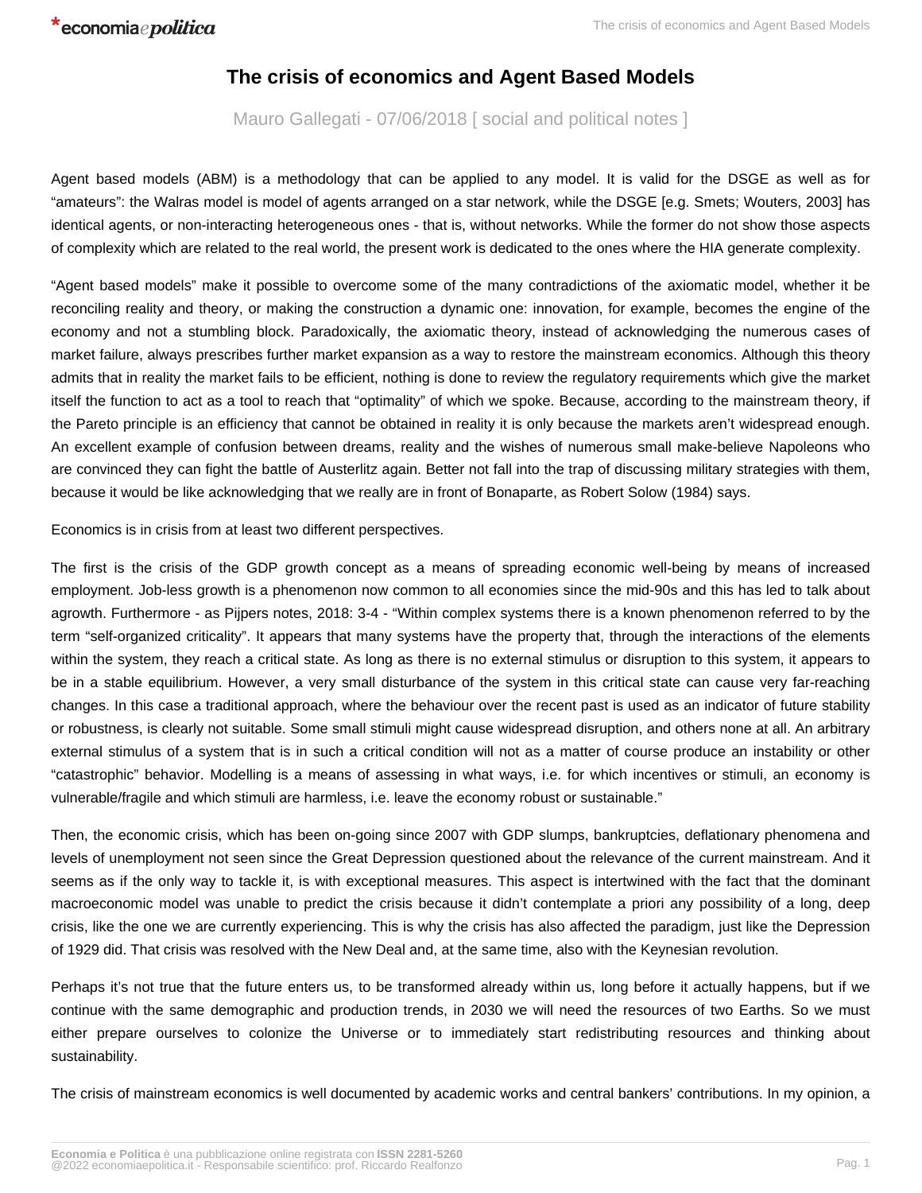# The crisis of economics and Agent Based Models

Mauro Gallegati - 07/06/2018 [ social and political notes ]

Agent based models (ABM) is a methodology that can be applied to any model. It is valid for the DSGE as well as for "amateurs": the Walras model is model of agents arranged on a star network, while the DSGE [e.g. Smets; Wouters, 2003] has identical agents, or non-interacting heterogeneous ones - that is, without networks. While the former do not show those aspects of complexity which are related to the real world, the present work is dedicated to the ones where the HIA generate complexity.

"Agent based models" make it possible to overcome some of the many contradictions of the axiomatic model, whether it be reconciling reality and theory, or making the construction a dynamic one: innovation, for example, becomes the engine of the economy and not a stumbling block. Paradoxically, the axiomatic theory, instead of acknowledging the numerous cases of market failure, always prescribes further market expansion as a way to restore the mainstream economics. Although this theory admits that in reality the market fails to be efficient, nothing is done to review the regulatory requirements which give the market itself the function to act as a tool to reach that "optimality" of which we spoke. Because, according to the mainstream theory, if the Pareto principle is an efficiency that cannot be obtained in reality it is only because the markets aren't widespread enough. An excellent example of confusion between dreams, reality and the wishes of numerous small make-believe Napoleons who are convinced they can fight the battle of Austerlitz again. Better not fall into the trap of discussing military strategies with them, because it would be like acknowledging that we really are in front of Bonaparte, as Robert Solow (1984) says.

Economics is in crisis from at least two different perspectives.

The first is the crisis of the GDP growth concept as a means of spreading economic well-being by means of increased employment. Job-less growth is a phenomenon now common to all economies since the mid-90s and this has led to talk about agrowth. Furthermore - as Pijpers notes, 2018: 3-4 - "Within complex systems there is a known phenomenon referred to by the term "self-organized criticality". It appears that many systems have the property that, through the interactions of the elements within the system, they reach a critical state. As long as there is no external stimulus or disruption to this system, it appears to be in a stable equilibrium. However, a very small disturbance of the system in this critical state can cause very far-reaching changes. In this case a traditional approach, where the behaviour over the recent past is used as an indicator of future stability or robustness, is clearly not suitable. Some small stimuli might cause widespread disruption, and others none at all. An arbitrary external stimulus of a system that is in such a critical condition will not as a matter of course produce an instability or other "catastrophic" behavior. Modelling is a means of assessing in what ways, i.e. for which incentives or stimuli, an economy is vulnerable/fragile and which stimuli are harmless, i.e. leave the economy robust or sustainable."

Then, the economic crisis, which has been on-going since 2007 with GDP slumps, bankruptcies, deflationary phenomena and levels of unemployment not seen since the Great Depression questioned about the relevance of the current mainstream. And it seems as if the only way to tackle it, is with exceptional measures. This aspect is intertwined with the fact that the dominant macroeconomic model was unable to predict the crisis because it didn't contemplate a priori any possibility of a long, deep crisis, like the one we are currently experiencing. This is why the crisis has also affected the paradigm, just like the Depression of 1929 did. That crisis was resolved with the New Deal and, at the same time, also with the Keynesian revolution.

Perhaps it's not true that the future enters us, to be transformed already within us, long before it actually happens, but if we continue with the same demographic and production trends, in 2030 we will need the resources of two Earths. So we must either prepare ourselves to colonize the Universe or to immediately start redistributing resources and thinking about sustainability.

The crisis of mainstream economics is well documented by academic works and central bankers' contributions. In my opinion, a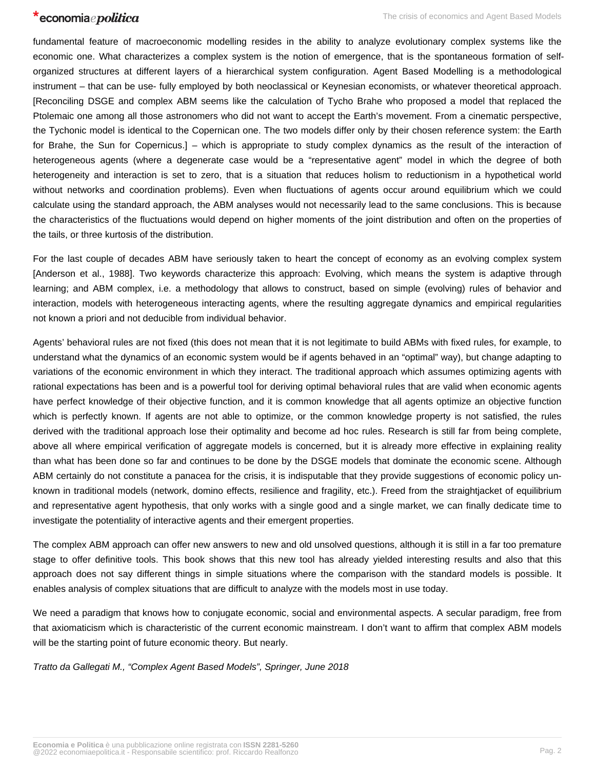fundamental feature of macroeconomic modelling resides in the ability to analyze evolutionary complex systems like the economic one. What characterizes a complex system is the notion of emergence, that is the spontaneous formation of self-organized structures at different layers of a hierarchical system configuration. Agent Based Modelling is a methodological instrument – that can be use- fully employed by both neoclassical or Keynesian economists, or whatever theoretical approach. [Reconciling DSGE and complex ABM seems like the calculation of Tycho Brahe who proposed a model that replaced the Ptolemaic one among all those astronomers who did not want to accept the Earth's movement. From a cinematic perspective, the Tychonic model is identical to the Copernican one. The two models differ only by their chosen reference system: the Earth for Brahe, the Sun for Copernicus.] – which is appropriate to study complex dynamics as the result of the interaction of heterogeneous agents (where a degenerate case would be a "representative agent" model in which the degree of both heterogeneity and interaction is set to zero, that is a situation that reduces holism to reductionism in a hypothetical world without networks and coordination problems). Even when fluctuations of agents occur around equilibrium which we could calculate using the standard approach, the ABM analyses would not necessarily lead to the same conclusions. This is because the characteristics of the fluctuations would depend on higher moments of the joint distribution and often on the properties of the tails, or three kurtosis of the distribution.

For the last couple of decades ABM have seriously taken to heart the concept of economy as an evolving complex system [Anderson et al., 1988]. Two keywords characterize this approach: Evolving, which means the system is adaptive through learning; and ABM complex, i.e. a methodology that allows to construct, based on simple (evolving) rules of behavior and interaction, models with heterogeneous interacting agents, where the resulting aggregate dynamics and empirical regularities not known a priori and not deducible from individual behavior.

Agents' behavioral rules are not fixed (this does not mean that it is not legitimate to build ABMs with fixed rules, for example, to understand what the dynamics of an economic system would be if agents behaved in an "optimal" way), but change adapting to variations of the economic environment in which they interact. The traditional approach which assumes optimizing agents with rational expectations has been and is a powerful tool for deriving optimal behavioral rules that are valid when economic agents have perfect knowledge of their objective function, and it is common knowledge that all agents optimize an objective function which is perfectly known. If agents are not able to optimize, or the common knowledge property is not satisfied, the rules derived with the traditional approach lose their optimality and become ad hoc rules. Research is still far from being complete, above all where empirical verification of aggregate models is concerned, but it is already more effective in explaining reality than what has been done so far and continues to be done by the DSGE models that dominate the economic scene. Although ABM certainly do not constitute a panacea for the crisis, it is indisputable that they provide suggestions of economic policy unknown in traditional models (network, domino effects, resilience and fragility, etc.). Freed from the straightjacket of equilibrium and representative agent hypothesis, that only works with a single good and a single market, we can finally dedicate time to investigate the potentiality of interactive agents and their emergent properties.

The complex ABM approach can offer new answers to new and old unsolved questions, although it is still in a far too premature stage to offer definitive tools. This book shows that this new tool has already yielded interesting results and also that this approach does not say different things in simple situations where the comparison with the standard models is possible. It enables analysis of complex situations that are difficult to analyze with the models most in use today.

We need a paradigm that knows how to conjugate economic, social and environmental aspects. A secular paradigm, free from that axiomaticism which is characteristic of the current economic mainstream. I don't want to affirm that complex ABM models will be the starting point of future economic theory. But nearly.

*Tratto da Gallegati M., "Complex Agent Based Models", Springer, June 2018*